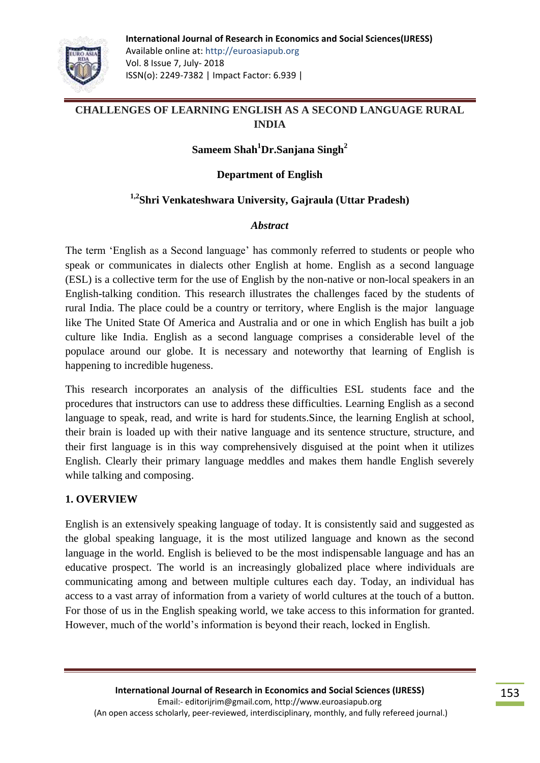# CHALLENGES OF LEARNING ENGLISH AS A SECOND LANGUAGE RURAL INDIA

**Sameem Shah[1] Dr.Sanjana Singh[2]**

**Department of English**

**[1,2]Shri Venkateshwara University, Gajraula (Uttar Pradesh)**

### *Abstract*

The term 'English as a Second language' has commonly referred to students or people who speak or communicates in dialects other English at home. English as a second language (ESL) is a collective term for the use of English by the non-native or non-local speakers in an English-talking condition. This research illustrates the challenges faced by the students of rural India. The place could be a country or territory, where English is the major language like The United State Of America and Australia and or one in which English has built a job culture like India. English as a second language comprises a considerable level of the populace around our globe. It is necessary and noteworthy that learning of English is happening to incredible hugeness.

This research incorporates an analysis of the difficulties ESL students face and the procedures that instructors can use to address these difficulties. Learning English as a second language to speak, read, and write is hard for students.Since, the learning English at school, their brain is loaded up with their native language and its sentence structure, structure, and their first language is in this way comprehensively disguised at the point when it utilizes English. Clearly their primary language meddles and makes them handle English severely while talking and composing.

## 1. OVERVIEW

English is an extensively speaking language of today. It is consistently said and suggested as the global speaking language, it is the most utilized language and known as the second language in the world. English is believed to be the most indispensable language and has an educative prospect. The world is an increasingly globalized place where individuals are communicating among and between multiple cultures each day. Today, an individual has access to a vast array of information from a variety of world cultures at the touch of a button. For those of us in the English speaking world, we take access to this information for granted. However, much of the world's information is beyond their reach, locked in English.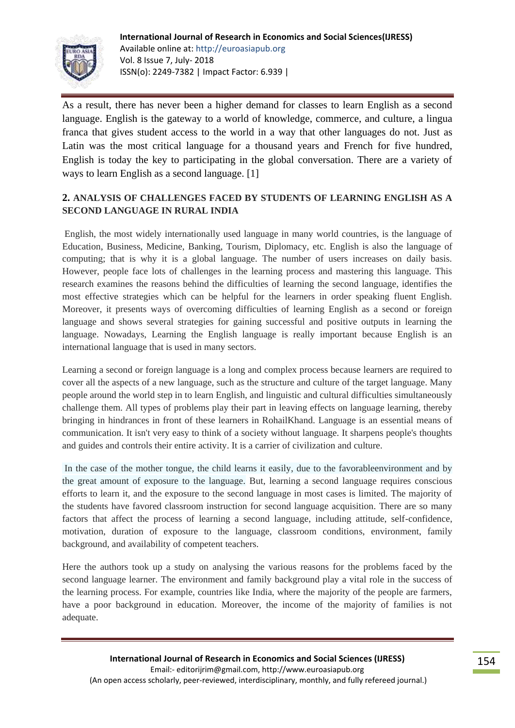As a result, there has never been a higher demand for classes to learn English as a second language. English is the gateway to a world of knowledge, commerce, and culture, a lingua franca that gives student access to the world in a way that other languages do not. Just as Latin was the most critical language for a thousand years and French for five hundred, English is today the key to participating in the global conversation. There are a variety of ways to learn English as a second language. [1]

## 2. ANALYSIS OF CHALLENGES FACED BY STUDENTS OF LEARNING ENGLISH AS A SECOND LANGUAGE IN RURAL INDIA

English, the most widely internationally used language in many world countries, is the language of Education, Business, Medicine, Banking, Tourism, Diplomacy, etc. English is also the language of computing; that is why it is a global language. The number of users increases on daily basis. However, people face lots of challenges in the learning process and mastering this language. This research examines the reasons behind the difficulties of learning the second language, identifies the most effective strategies which can be helpful for the learners in order speaking fluent English. Moreover, it presents ways of overcoming difficulties of learning English as a second or foreign language and shows several strategies for gaining successful and positive outputs in learning the language. Nowadays, Learning the English language is really important because English is an international language that is used in many sectors.

Learning a second or foreign language is a long and complex process because learners are required to cover all the aspects of a new language, such as the structure and culture of the target language. Many people around the world step in to learn English, and linguistic and cultural difficulties simultaneously challenge them. All types of problems play their part in leaving effects on language learning, thereby bringing in hindrances in front of these learners in RohailKhand. Language is an essential means of communication. It isn't very easy to think of a society without language. It sharpens people's thoughts and guides and controls their entire activity. It is a carrier of civilization and culture.

In the case of the mother tongue, the child learns it easily, due to the favorableenvironment and by the great amount of exposure to the language. But, learning a second language requires conscious efforts to learn it, and the exposure to the second language in most cases is limited. The majority of the students have favored classroom instruction for second language acquisition. There are so many factors that affect the process of learning a second language, including attitude, self-confidence, motivation, duration of exposure to the language, classroom conditions, environment, family background, and availability of competent teachers.

Here the authors took up a study on analysing the various reasons for the problems faced by the second language learner. The environment and family background play a vital role in the success of the learning process. For example, countries like India, where the majority of the people are farmers, have a poor background in education. Moreover, the income of the majority of families is not adequate.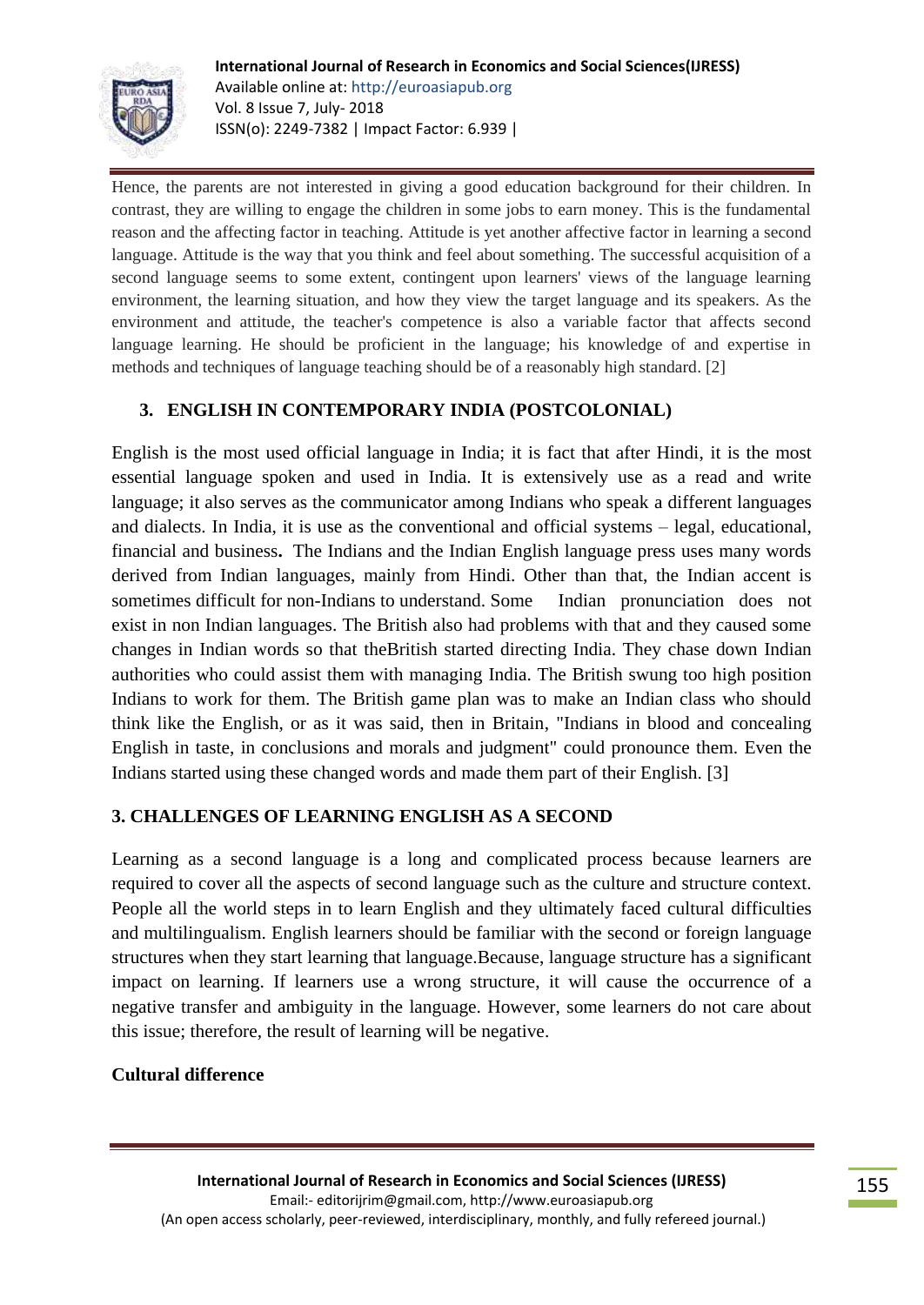Hence, the parents are not interested in giving a good education background for their children. In contrast, they are willing to engage the children in some jobs to earn money. This is the fundamental reason and the affecting factor in teaching. Attitude is yet another affective factor in learning a second language. Attitude is the way that you think and feel about something. The successful acquisition of a second language seems to some extent, contingent upon learners' views of the language learning environment, the learning situation, and how they view the target language and its speakers. As the environment and attitude, the teacher's competence is also a variable factor that affects second language learning. He should be proficient in the language; his knowledge of and expertise in methods and techniques of language teaching should be of a reasonably high standard. [2]

## 3. ENGLISH IN CONTEMPORARY INDIA (POSTCOLONIAL)

English is the most used official language in India; it is fact that after Hindi, it is the most essential language spoken and used in India. It is extensively use as a read and write language; it also serves as the communicator among Indians who speak a different languages and dialects. In India, it is use as the conventional and official systems – legal, educational, financial and business**.** The Indians and the Indian English language press uses many words derived from Indian languages, mainly from Hindi. Other than that, the Indian accent is sometimes difficult for non-Indians to understand. Some Indian pronunciation does not exist in non Indian languages. The British also had problems with that and they caused some changes in Indian words so that theBritish started directing India. They chase down Indian authorities who could assist them with managing India. The British swung too high position Indians to work for them. The British game plan was to make an Indian class who should think like the English, or as it was said, then in Britain, "Indians in blood and concealing English in taste, in conclusions and morals and judgment" could pronounce them. Even the Indians started using these changed words and made them part of their English. [3]

## 3. CHALLENGES OF LEARNING ENGLISH AS A SECOND

Learning as a second language is a long and complicated process because learners are required to cover all the aspects of second language such as the culture and structure context. People all the world steps in to learn English and they ultimately faced cultural difficulties and multilingualism. English learners should be familiar with the second or foreign language structures when they start learning that language.Because, language structure has a significant impact on learning. If learners use a wrong structure, it will cause the occurrence of a negative transfer and ambiguity in the language. However, some learners do not care about this issue; therefore, the result of learning will be negative.

**Cultural difference**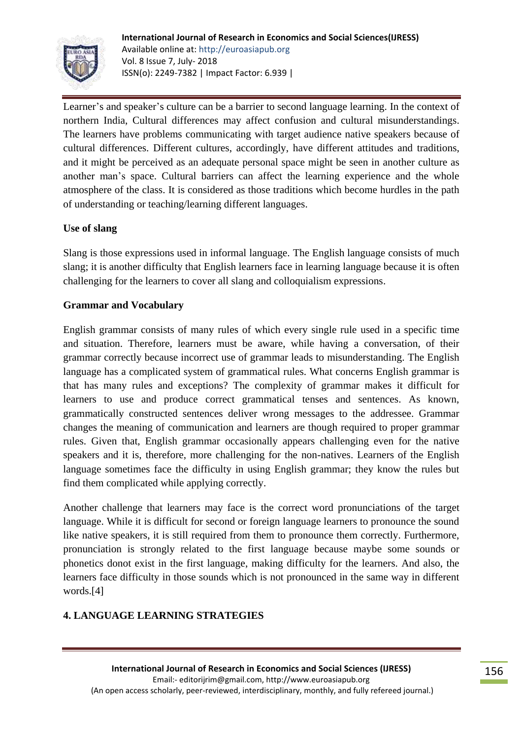Learner's and speaker's culture can be a barrier to second language learning. In the context of northern India, Cultural differences may affect confusion and cultural misunderstandings. The learners have problems communicating with target audience native speakers because of cultural differences. Different cultures, accordingly, have different attitudes and traditions, and it might be perceived as an adequate personal space might be seen in another culture as another man's space. Cultural barriers can affect the learning experience and the whole atmosphere of the class. It is considered as those traditions which become hurdles in the path of understanding or teaching/learning different languages.

**Use of slang**

Slang is those expressions used in informal language. The English language consists of much slang; it is another difficulty that English learners face in learning language because it is often challenging for the learners to cover all slang and colloquialism expressions.

**Grammar and Vocabulary**

English grammar consists of many rules of which every single rule used in a specific time and situation. Therefore, learners must be aware, while having a conversation, of their grammar correctly because incorrect use of grammar leads to misunderstanding. The English language has a complicated system of grammatical rules. What concerns English grammar is that has many rules and exceptions? The complexity of grammar makes it difficult for learners to use and produce correct grammatical tenses and sentences. As known, grammatically constructed sentences deliver wrong messages to the addressee. Grammar changes the meaning of communication and learners are though required to proper grammar rules. Given that, English grammar occasionally appears challenging even for the native speakers and it is, therefore, more challenging for the non-natives. Learners of the English language sometimes face the difficulty in using English grammar; they know the rules but find them complicated while applying correctly.

Another challenge that learners may face is the correct word pronunciations of the target language. While it is difficult for second or foreign language learners to pronounce the sound like native speakers, it is still required from them to pronounce them correctly. Furthermore, pronunciation is strongly related to the first language because maybe some sounds or phonetics donot exist in the first language, making difficulty for the learners. And also, the learners face difficulty in those sounds which is not pronounced in the same way in different words.[4]

## 4. LANGUAGE LEARNING STRATEGIES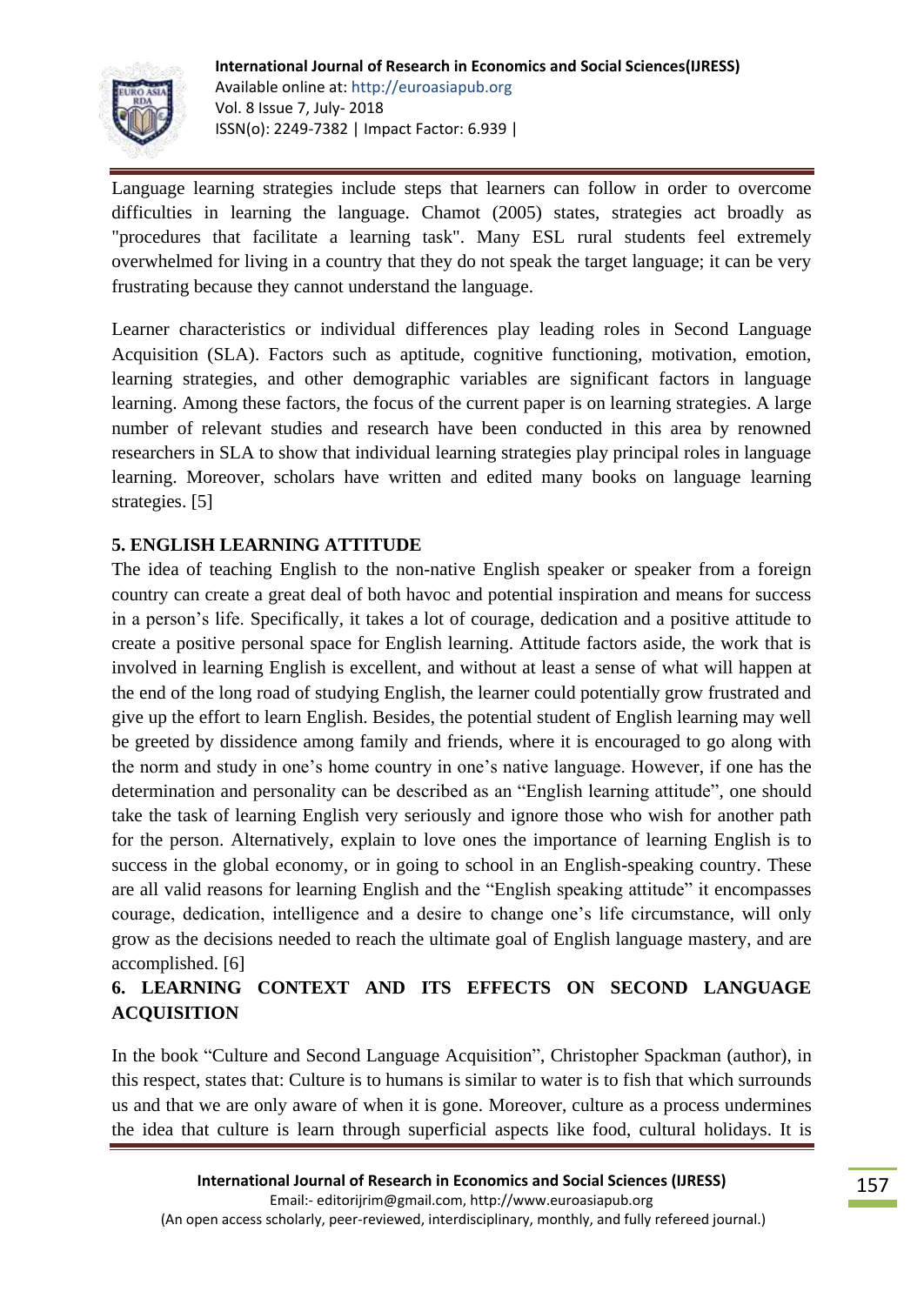Language learning strategies include steps that learners can follow in order to overcome difficulties in learning the language. Chamot (2005) states, strategies act broadly as "procedures that facilitate a learning task". Many ESL rural students feel extremely overwhelmed for living in a country that they do not speak the target language; it can be very frustrating because they cannot understand the language.

Learner characteristics or individual differences play leading roles in Second Language Acquisition (SLA). Factors such as aptitude, cognitive functioning, motivation, emotion, learning strategies, and other demographic variables are significant factors in language learning. Among these factors, the focus of the current paper is on learning strategies. A large number of relevant studies and research have been conducted in this area by renowned researchers in SLA to show that individual learning strategies play principal roles in language learning. Moreover, scholars have written and edited many books on language learning strategies. [5]

## 5. ENGLISH LEARNING ATTITUDE

The idea of teaching English to the non-native English speaker or speaker from a foreign country can create a great deal of both havoc and potential inspiration and means for success in a person's life. Specifically, it takes a lot of courage, dedication and a positive attitude to create a positive personal space for English learning. Attitude factors aside, the work that is involved in learning English is excellent, and without at least a sense of what will happen at the end of the long road of studying English, the learner could potentially grow frustrated and give up the effort to learn English. Besides, the potential student of English learning may well be greeted by dissidence among family and friends, where it is encouraged to go along with the norm and study in one's home country in one's native language. However, if one has the determination and personality can be described as an "English learning attitude", one should take the task of learning English very seriously and ignore those who wish for another path for the person. Alternatively, explain to love ones the importance of learning English is to success in the global economy, or in going to school in an English-speaking country. These are all valid reasons for learning English and the "English speaking attitude" it encompasses courage, dedication, intelligence and a desire to change one's life circumstance, will only grow as the decisions needed to reach the ultimate goal of English language mastery, and are accomplished. [6]

## 6. LEARNING CONTEXT AND ITS EFFECTS ON SECOND LANGUAGE ACQUISITION

In the book "Culture and Second Language Acquisition", Christopher Spackman (author), in this respect, states that: Culture is to humans is similar to water is to fish that which surrounds us and that we are only aware of when it is gone. Moreover, culture as a process undermines the idea that culture is learn through superficial aspects like food, cultural holidays. It is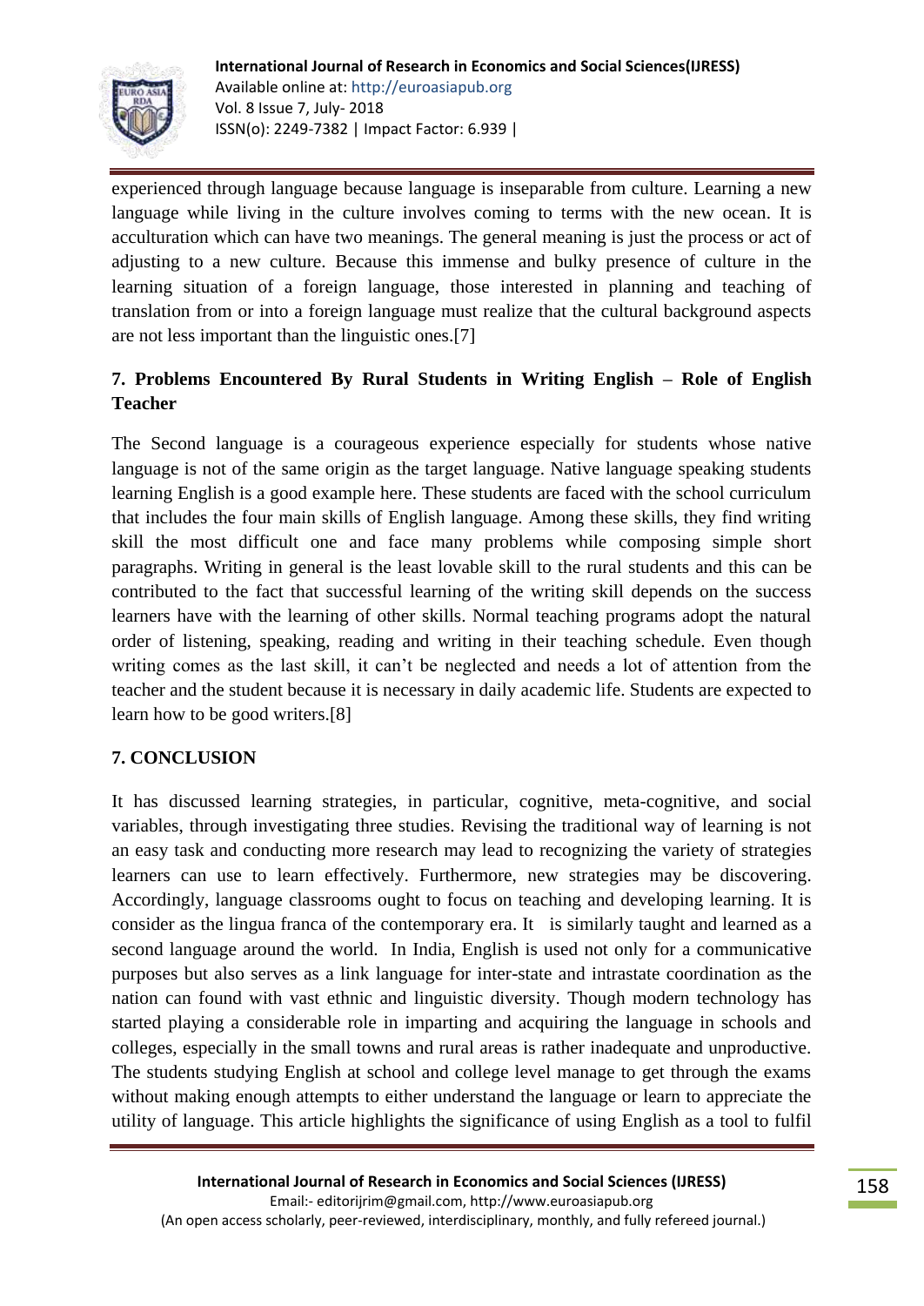experienced through language because language is inseparable from culture. Learning a new language while living in the culture involves coming to terms with the new ocean. It is acculturation which can have two meanings. The general meaning is just the process or act of adjusting to a new culture. Because this immense and bulky presence of culture in the learning situation of a foreign language, those interested in planning and teaching of translation from or into a foreign language must realize that the cultural background aspects are not less important than the linguistic ones.[7]

## 7. Problems Encountered By Rural Students in Writing English – Role of English Teacher

The Second language is a courageous experience especially for students whose native language is not of the same origin as the target language. Native language speaking students learning English is a good example here. These students are faced with the school curriculum that includes the four main skills of English language. Among these skills, they find writing skill the most difficult one and face many problems while composing simple short paragraphs. Writing in general is the least lovable skill to the rural students and this can be contributed to the fact that successful learning of the writing skill depends on the success learners have with the learning of other skills. Normal teaching programs adopt the natural order of listening, speaking, reading and writing in their teaching schedule. Even though writing comes as the last skill, it can't be neglected and needs a lot of attention from the teacher and the student because it is necessary in daily academic life. Students are expected to learn how to be good writers.[8]

## 7. CONCLUSION

It has discussed learning strategies, in particular, cognitive, meta-cognitive, and social variables, through investigating three studies. Revising the traditional way of learning is not an easy task and conducting more research may lead to recognizing the variety of strategies learners can use to learn effectively. Furthermore, new strategies may be discovering. Accordingly, language classrooms ought to focus on teaching and developing learning. It is consider as the lingua franca of the contemporary era. It is similarly taught and learned as a second language around the world. In India, English is used not only for a communicative purposes but also serves as a link language for inter-state and intrastate coordination as the nation can found with vast ethnic and linguistic diversity. Though modern technology has started playing a considerable role in imparting and acquiring the language in schools and colleges, especially in the small towns and rural areas is rather inadequate and unproductive. The students studying English at school and college level manage to get through the exams without making enough attempts to either understand the language or learn to appreciate the utility of language. This article highlights the significance of using English as a tool to fulfil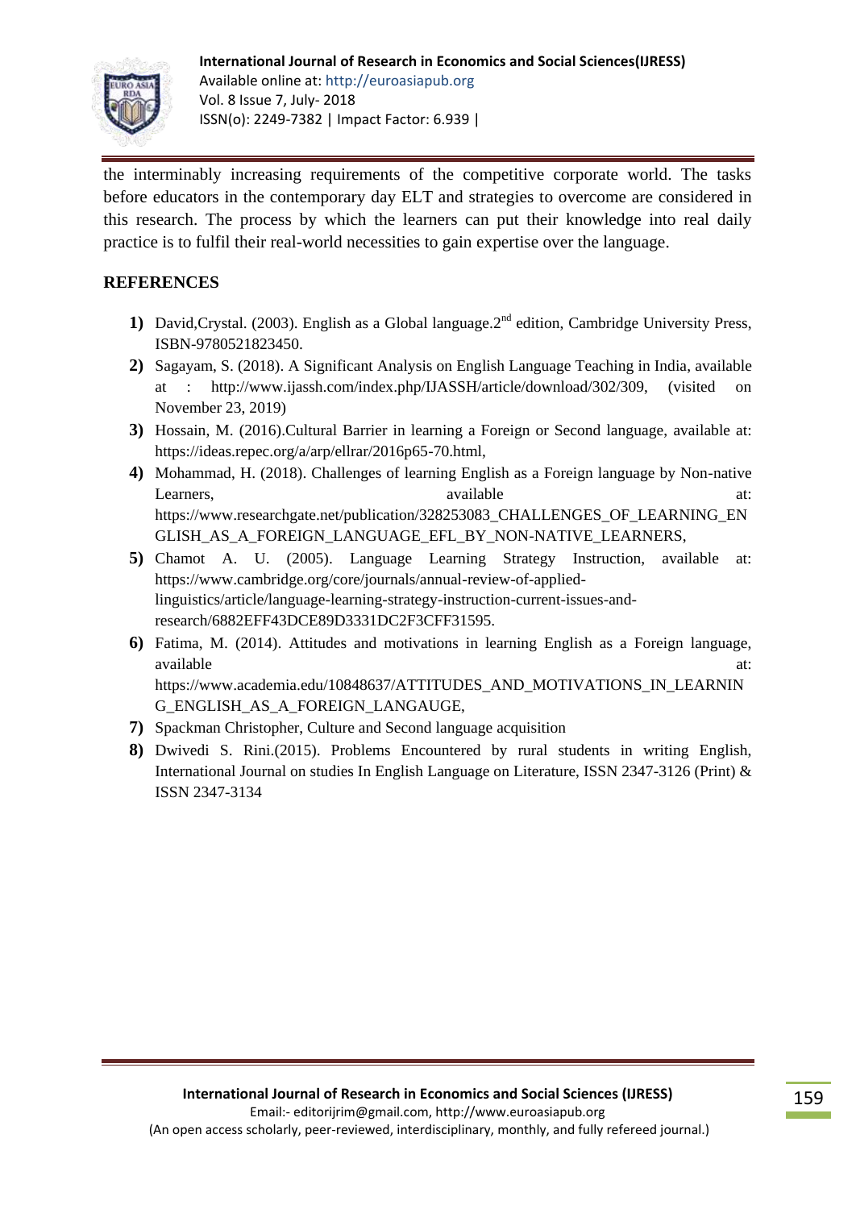the interminably increasing requirements of the competitive corporate world. The tasks before educators in the contemporary day ELT and strategies to overcome are considered in this research. The process by which the learners can put their knowledge into real daily practice is to fulfil their real-world necessities to gain expertise over the language.

## REFERENCES

1) David,Crystal. (2003). English as a Global language.2nd edition, Cambridge University Press, ISBN-9780521823450.
2) Sagayam, S. (2018). A Significant Analysis on English Language Teaching in India, available at : http://www.ijassh.com/index.php/IJASSH/article/download/302/309, (visited on November 23, 2019)
3) Hossain, M. (2016).Cultural Barrier in learning a Foreign or Second language, available at: https://ideas.repec.org/a/arp/ellrar/2016p65-70.html,
4) Mohammad, H. (2018). Challenges of learning English as a Foreign language by Non-native Learners, available at: https://www.researchgate.net/publication/328253083_CHALLENGES_OF_LEARNING_ENGLISH_AS_A_FOREIGN_LANGUAGE_EFL_BY_NON-NATIVE_LEARNERS,
5) Chamot A. U. (2005). Language Learning Strategy Instruction, available at: https://www.cambridge.org/core/journals/annual-review-of-applied-linguistics/article/language-learning-strategy-instruction-current-issues-and-research/6882EFF43DCE89D3331DC2F3CFF31595.
6) Fatima, M. (2014). Attitudes and motivations in learning English as a Foreign language, available at: https://www.academia.edu/10848637/ATTITUDES_AND_MOTIVATIONS_IN_LEARNING_ENGLISH_AS_A_FOREIGN_LANGAUGE,
7) Spackman Christopher, Culture and Second language acquisition
8) Dwivedi S. Rini.(2015). Problems Encountered by rural students in writing English, International Journal on studies In English Language on Literature, ISSN 2347-3126 (Print) & ISSN 2347-3134